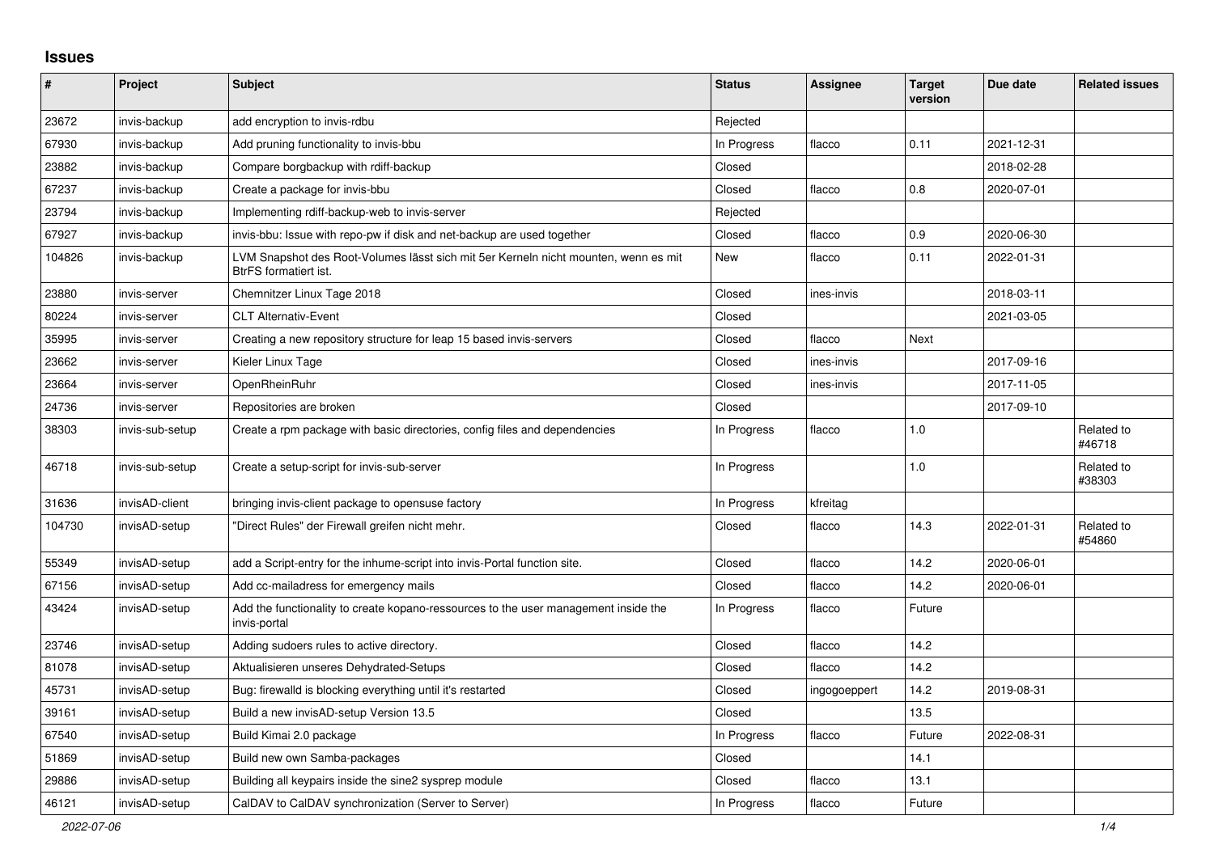# Issues

| # | Project | Subject | Status | Assignee | Target version | Due date | Related issues |
|---|---|---|---|---|---|---|---|
| 23672 | invis-backup | add encryption to invis-rdbu | Rejected | | | | |
| 67930 | invis-backup | Add pruning functionality to invis-bbu | In Progress | flacco | 0.11 | 2021-12-31 | |
| 23882 | invis-backup | Compare borgbackup with rdiff-backup | Closed | | | 2018-02-28 | |
| 67237 | invis-backup | Create a package for invis-bbu | Closed | flacco | 0.8 | 2020-07-01 | |
| 23794 | invis-backup | Implementing rdiff-backup-web to invis-server | Rejected | | | | |
| 67927 | invis-backup | invis-bbu: Issue with repo-pw if disk and net-backup are used together | Closed | flacco | 0.9 | 2020-06-30 | |
| 104826 | invis-backup | LVM Snapshot des Root-Volumes lässt sich mit 5er Kerneln nicht mounten, wenn es mit BtrFS formatiert ist. | New | flacco | 0.11 | 2022-01-31 | |
| 23880 | invis-server | Chemnitzer Linux Tage 2018 | Closed | ines-invis | | 2018-03-11 | |
| 80224 | invis-server | CLT Alternativ-Event | Closed | | | 2021-03-05 | |
| 35995 | invis-server | Creating a new repository structure for leap 15 based invis-servers | Closed | flacco | Next | | |
| 23662 | invis-server | Kieler Linux Tage | Closed | ines-invis | | 2017-09-16 | |
| 23664 | invis-server | OpenRheinRuhr | Closed | ines-invis | | 2017-11-05 | |
| 24736 | invis-server | Repositories are broken | Closed | | | 2017-09-10 | |
| 38303 | invis-sub-setup | Create a rpm package with basic directories, config files and dependencies | In Progress | flacco | 1.0 | | Related to #46718 |
| 46718 | invis-sub-setup | Create a setup-script for invis-sub-server | In Progress | | 1.0 | | Related to #38303 |
| 31636 | invisAD-client | bringing invis-client package to opensuse factory | In Progress | kfreitag | | | |
| 104730 | invisAD-setup | "Direct Rules" der Firewall greifen nicht mehr. | Closed | flacco | 14.3 | 2022-01-31 | Related to #54860 |
| 55349 | invisAD-setup | add a Script-entry for the inhume-script into invis-Portal function site. | Closed | flacco | 14.2 | 2020-06-01 | |
| 67156 | invisAD-setup | Add cc-mailadress for emergency mails | Closed | flacco | 14.2 | 2020-06-01 | |
| 43424 | invisAD-setup | Add the functionality to create kopano-ressources to the user management inside the invis-portal | In Progress | flacco | Future | | |
| 23746 | invisAD-setup | Adding sudoers rules to active directory. | Closed | flacco | 14.2 | | |
| 81078 | invisAD-setup | Aktualisieren unseres Dehydrated-Setups | Closed | flacco | 14.2 | | |
| 45731 | invisAD-setup | Bug: firewalld is blocking everything until it's restarted | Closed | ingogoeppert | 14.2 | 2019-08-31 | |
| 39161 | invisAD-setup | Build a new invisAD-setup Version 13.5 | Closed | | 13.5 | | |
| 67540 | invisAD-setup | Build Kimai 2.0 package | In Progress | flacco | Future | 2022-08-31 | |
| 51869 | invisAD-setup | Build new own Samba-packages | Closed | | 14.1 | | |
| 29886 | invisAD-setup | Building all keypairs inside the sine2 sysprep module | Closed | flacco | 13.1 | | |
| 46121 | invisAD-setup | CalDAV to CalDAV synchronization (Server to Server) | In Progress | flacco | Future | | |

*2022-07-06*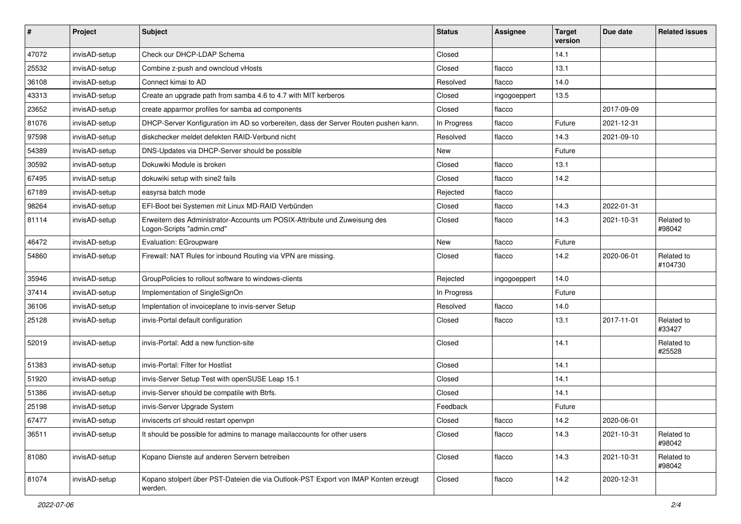| # | Project | Subject | Status | Assignee | Target version | Due date | Related issues |
|---|---|---|---|---|---|---|---|
| 47072 | invisAD-setup | Check our DHCP-LDAP Schema | Closed | | 14.1 | | |
| 25532 | invisAD-setup | Combine z-push and owncloud vHosts | Closed | flacco | 13.1 | | |
| 36108 | invisAD-setup | Connect kimai to AD | Resolved | flacco | 14.0 | | |
| 43313 | invisAD-setup | Create an upgrade path from samba 4.6 to 4.7 with MIT kerberos | Closed | ingogoeppert | 13.5 | | |
| 23652 | invisAD-setup | create apparmor profiles for samba ad components | Closed | flacco | | 2017-09-09 | |
| 81076 | invisAD-setup | DHCP-Server Konfiguration im AD so vorbereiten, dass der Server Routen pushen kann. | In Progress | flacco | Future | 2021-12-31 | |
| 97598 | invisAD-setup | diskchecker meldet defekten RAID-Verbund nicht | Resolved | flacco | 14.3 | 2021-09-10 | |
| 54389 | invisAD-setup | DNS-Updates via DHCP-Server should be possible | New | | Future | | |
| 30592 | invisAD-setup | Dokuwiki Module is broken | Closed | flacco | 13.1 | | |
| 67495 | invisAD-setup | dokuwiki setup with sine2 fails | Closed | flacco | 14.2 | | |
| 67189 | invisAD-setup | easyrsa batch mode | Rejected | flacco | | | |
| 98264 | invisAD-setup | EFI-Boot bei Systemen mit Linux MD-RAID Verbünden | Closed | flacco | 14.3 | 2022-01-31 | |
| 81114 | invisAD-setup | Erweitern des Administrator-Accounts um POSIX-Attribute und Zuweisung des Logon-Scripts "admin.cmd" | Closed | flacco | 14.3 | 2021-10-31 | Related to #98042 |
| 46472 | invisAD-setup | Evaluation: EGroupware | New | flacco | Future | | |
| 54860 | invisAD-setup | Firewall: NAT Rules for inbound Routing via VPN are missing. | Closed | flacco | 14.2 | 2020-06-01 | Related to #104730 |
| 35946 | invisAD-setup | GroupPolicies to rollout software to windows-clients | Rejected | ingogoeppert | 14.0 | | |
| 37414 | invisAD-setup | Implementation of SingleSignOn | In Progress | | Future | | |
| 36106 | invisAD-setup | Implentation of invoiceplane to invis-server Setup | Resolved | flacco | 14.0 | | |
| 25128 | invisAD-setup | invis-Portal default configuration | Closed | flacco | 13.1 | 2017-11-01 | Related to #33427 |
| 52019 | invisAD-setup | invis-Portal: Add a new function-site | Closed | | 14.1 | | Related to #25528 |
| 51383 | invisAD-setup | invis-Portal: Filter for Hostlist | Closed | | 14.1 | | |
| 51920 | invisAD-setup | invis-Server Setup Test with openSUSE Leap 15.1 | Closed | | 14.1 | | |
| 51386 | invisAD-setup | invis-Server should be compatile with Btrfs. | Closed | | 14.1 | | |
| 25198 | invisAD-setup | invis-Server Upgrade System | Feedback | | Future | | |
| 67477 | invisAD-setup | inviscerts crl should restart openvpn | Closed | flacco | 14.2 | 2020-06-01 | |
| 36511 | invisAD-setup | It should be possible for admins to manage mailaccounts for other users | Closed | flacco | 14.3 | 2021-10-31 | Related to #98042 |
| 81080 | invisAD-setup | Kopano Dienste auf anderen Servern betreiben | Closed | flacco | 14.3 | 2021-10-31 | Related to #98042 |
| 81074 | invisAD-setup | Kopano stolpert über PST-Dateien die via Outlook-PST Export von IMAP Konten erzeugt werden. | Closed | flacco | 14.2 | 2020-12-31 | |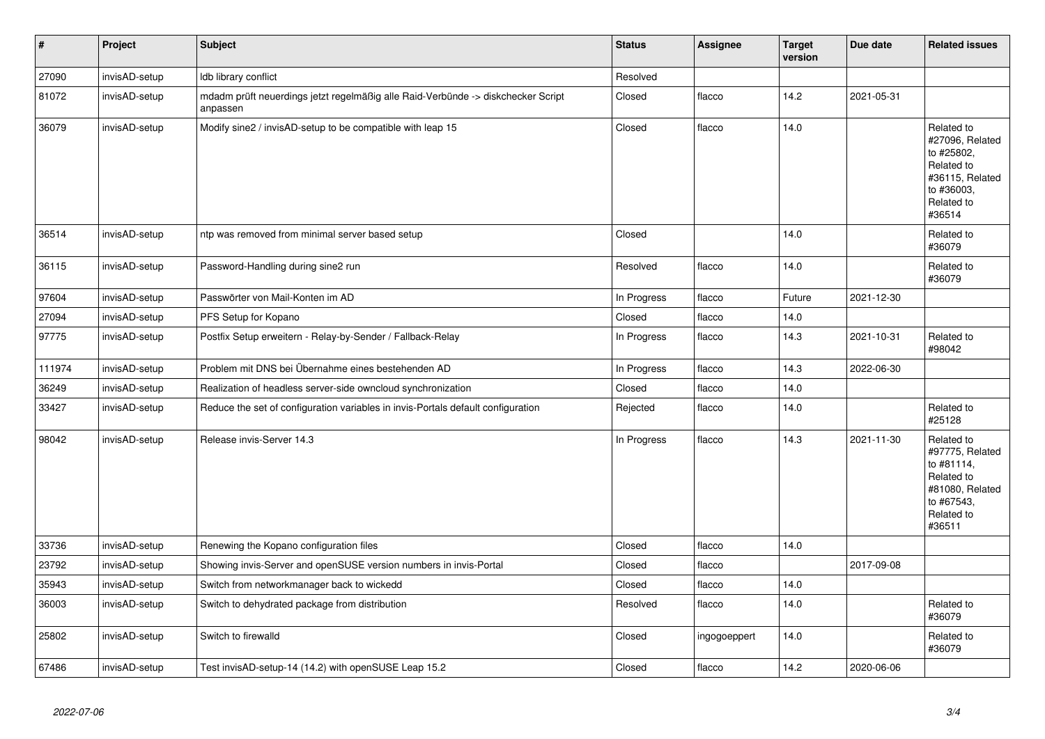| # | Project | Subject | Status | Assignee | Target version | Due date | Related issues |
|---|---|---|---|---|---|---|---|
| 27090 | invisAD-setup | ldb library conflict | Resolved | | | | |
| 81072 | invisAD-setup | mdadm prüft neuerdings jetzt regelmäßig alle Raid-Verbünde -> diskchecker Script anpassen | Closed | flacco | 14.2 | 2021-05-31 | |
| 36079 | invisAD-setup | Modify sine2 / invisAD-setup to be compatible with leap 15 | Closed | flacco | 14.0 | | Related to #27096, Related to #25802, Related to #36115, Related to #36003, Related to #36514 |
| 36514 | invisAD-setup | ntp was removed from minimal server based setup | Closed | | 14.0 | | Related to #36079 |
| 36115 | invisAD-setup | Password-Handling during sine2 run | Resolved | flacco | 14.0 | | Related to #36079 |
| 97604 | invisAD-setup | Passwörter von Mail-Konten im AD | In Progress | flacco | Future | 2021-12-30 | |
| 27094 | invisAD-setup | PFS Setup for Kopano | Closed | flacco | 14.0 | | |
| 97775 | invisAD-setup | Postfix Setup erweitern - Relay-by-Sender / Fallback-Relay | In Progress | flacco | 14.3 | 2021-10-31 | Related to #98042 |
| 111974 | invisAD-setup | Problem mit DNS bei Übernahme eines bestehenden AD | In Progress | flacco | 14.3 | 2022-06-30 | |
| 36249 | invisAD-setup | Realization of headless server-side owncloud synchronization | Closed | flacco | 14.0 | | |
| 33427 | invisAD-setup | Reduce the set of configuration variables in invis-Portals default configuration | Rejected | flacco | 14.0 | | Related to #25128 |
| 98042 | invisAD-setup | Release invis-Server 14.3 | In Progress | flacco | 14.3 | 2021-11-30 | Related to #97775, Related to #81114, Related to #81080, Related to #67543, Related to #36511 |
| 33736 | invisAD-setup | Renewing the Kopano configuration files | Closed | flacco | 14.0 | | |
| 23792 | invisAD-setup | Showing invis-Server and openSUSE version numbers in invis-Portal | Closed | flacco | | 2017-09-08 | |
| 35943 | invisAD-setup | Switch from networkmanager back to wickedd | Closed | flacco | 14.0 | | |
| 36003 | invisAD-setup | Switch to dehydrated package from distribution | Resolved | flacco | 14.0 | | Related to #36079 |
| 25802 | invisAD-setup | Switch to firewalld | Closed | ingogoeppert | 14.0 | | Related to #36079 |
| 67486 | invisAD-setup | Test invisAD-setup-14 (14.2) with openSUSE Leap 15.2 | Closed | flacco | 14.2 | 2020-06-06 | |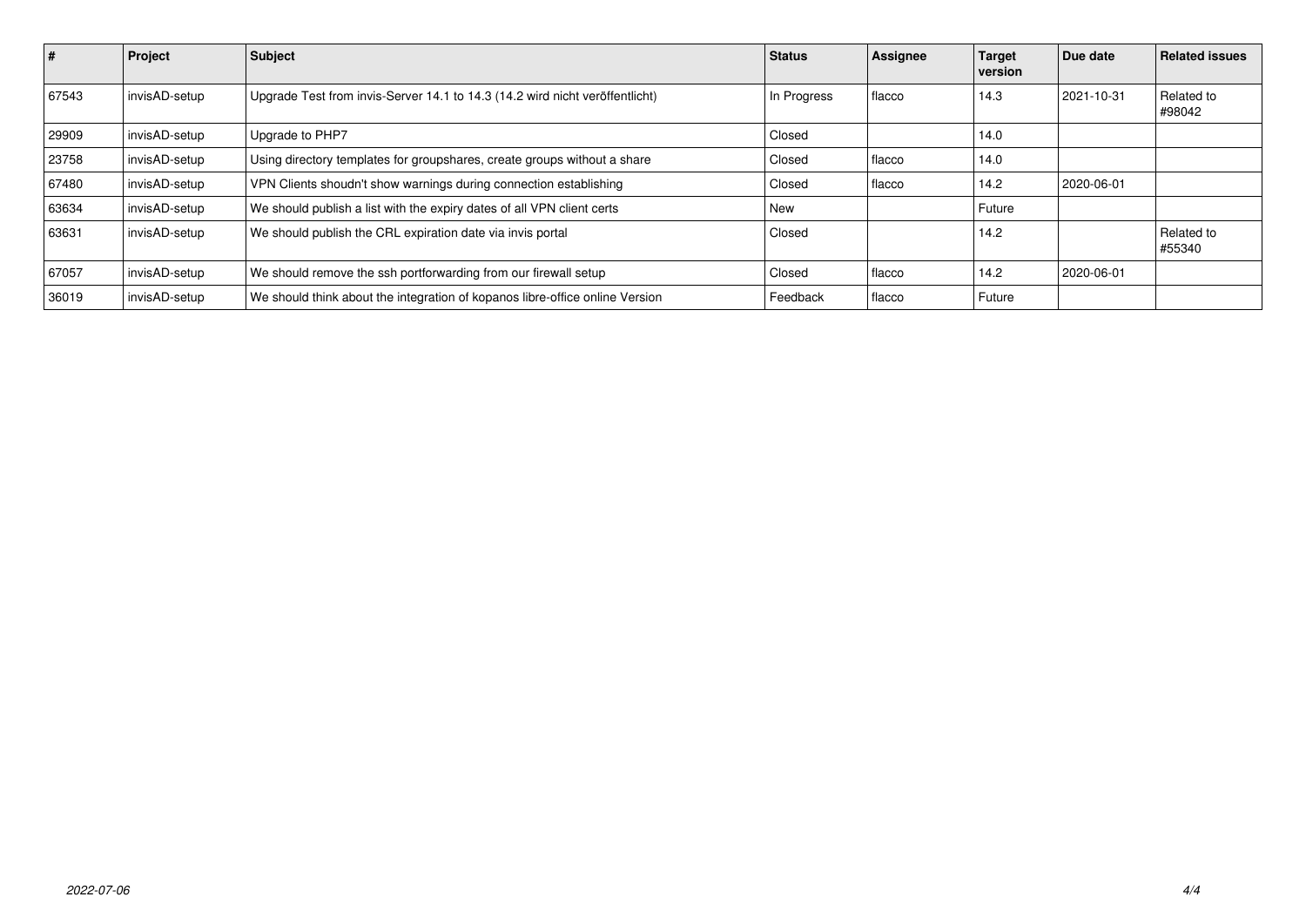| # | Project | Subject | Status | Assignee | Target version | Due date | Related issues |
|---|---|---|---|---|---|---|---|
| 67543 | invisAD-setup | Upgrade Test from invis-Server 14.1 to 14.3 (14.2 wird nicht veröffentlicht) | In Progress | flacco | 14.3 | 2021-10-31 | Related to #98042 |
| 29909 | invisAD-setup | Upgrade to PHP7 | Closed | | 14.0 | | |
| 23758 | invisAD-setup | Using directory templates for groupshares, create groups without a share | Closed | flacco | 14.0 | | |
| 67480 | invisAD-setup | VPN Clients shoudn't show warnings during connection establishing | Closed | flacco | 14.2 | 2020-06-01 | |
| 63634 | invisAD-setup | We should publish a list with the expiry dates of all VPN client certs | New | | Future | | |
| 63631 | invisAD-setup | We should publish the CRL expiration date via invis portal | Closed | | 14.2 | | Related to #55340 |
| 67057 | invisAD-setup | We should remove the ssh portforwarding from our firewall setup | Closed | flacco | 14.2 | 2020-06-01 | |
| 36019 | invisAD-setup | We should think about the integration of kopanos libre-office online Version | Feedback | flacco | Future | | |

*2022-07-06*